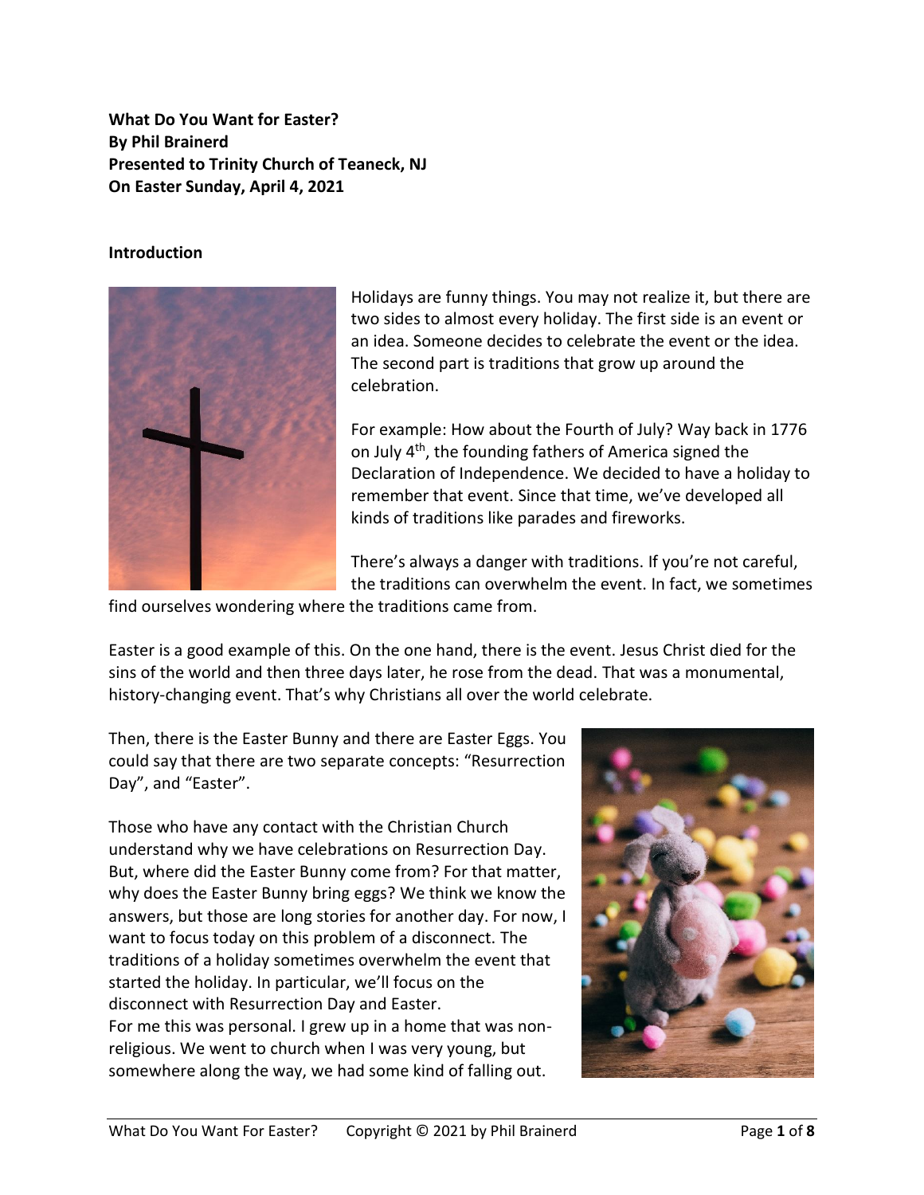**What Do You Want for Easter?**
**By Phil Brainerd**
**Presented to Trinity Church of Teaneck, NJ**
**On Easter Sunday, April 4, 2021**

## Introduction

Holidays are funny things. You may not realize it, but there are two sides to almost every holiday. The first side is an event or an idea. Someone decides to celebrate the event or the idea. The second part is traditions that grow up around the celebration.

For example: How about the Fourth of July? Way back in 1776 on July 4th, the founding fathers of America signed the Declaration of Independence. We decided to have a holiday to remember that event. Since that time, we've developed all kinds of traditions like parades and fireworks.

There's always a danger with traditions. If you're not careful, the traditions can overwhelm the event. In fact, we sometimes find ourselves wondering where the traditions came from.

Easter is a good example of this. On the one hand, there is the event. Jesus Christ died for the sins of the world and then three days later, he rose from the dead. That was a monumental, history-changing event. That's why Christians all over the world celebrate.

Then, there is the Easter Bunny and there are Easter Eggs. You could say that there are two separate concepts: "Resurrection Day", and "Easter".

Those who have any contact with the Christian Church understand why we have celebrations on Resurrection Day. But, where did the Easter Bunny come from? For that matter, why does the Easter Bunny bring eggs? We think we know the answers, but those are long stories for another day. For now, I want to focus today on this problem of a disconnect. The traditions of a holiday sometimes overwhelm the event that started the holiday. In particular, we'll focus on the disconnect with Resurrection Day and Easter.
For me this was personal. I grew up in a home that was non-religious. We went to church when I was very young, but somewhere along the way, we had some kind of falling out.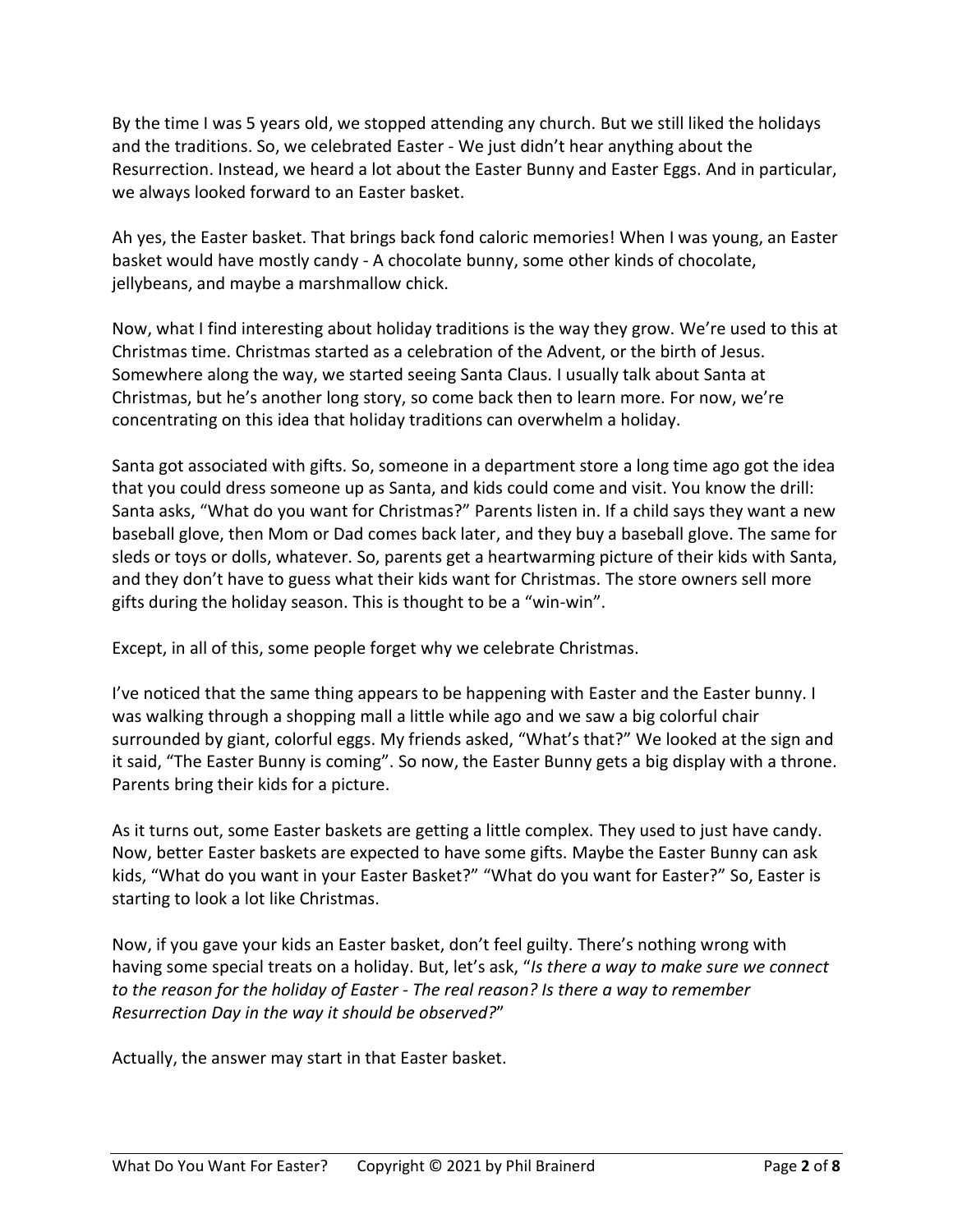By the time I was 5 years old, we stopped attending any church. But we still liked the holidays and the traditions. So, we celebrated Easter - We just didn't hear anything about the Resurrection. Instead, we heard a lot about the Easter Bunny and Easter Eggs. And in particular, we always looked forward to an Easter basket.

Ah yes, the Easter basket. That brings back fond caloric memories! When I was young, an Easter basket would have mostly candy - A chocolate bunny, some other kinds of chocolate, jellybeans, and maybe a marshmallow chick.

Now, what I find interesting about holiday traditions is the way they grow. We're used to this at Christmas time. Christmas started as a celebration of the Advent, or the birth of Jesus. Somewhere along the way, we started seeing Santa Claus. I usually talk about Santa at Christmas, but he's another long story, so come back then to learn more. For now, we're concentrating on this idea that holiday traditions can overwhelm a holiday.

Santa got associated with gifts. So, someone in a department store a long time ago got the idea that you could dress someone up as Santa, and kids could come and visit. You know the drill: Santa asks, "What do you want for Christmas?" Parents listen in. If a child says they want a new baseball glove, then Mom or Dad comes back later, and they buy a baseball glove. The same for sleds or toys or dolls, whatever. So, parents get a heartwarming picture of their kids with Santa, and they don't have to guess what their kids want for Christmas. The store owners sell more gifts during the holiday season. This is thought to be a "win-win".

Except, in all of this, some people forget why we celebrate Christmas.

I've noticed that the same thing appears to be happening with Easter and the Easter bunny. I was walking through a shopping mall a little while ago and we saw a big colorful chair surrounded by giant, colorful eggs. My friends asked, "What's that?" We looked at the sign and it said, "The Easter Bunny is coming". So now, the Easter Bunny gets a big display with a throne. Parents bring their kids for a picture.

As it turns out, some Easter baskets are getting a little complex. They used to just have candy. Now, better Easter baskets are expected to have some gifts. Maybe the Easter Bunny can ask kids, "What do you want in your Easter Basket?" "What do you want for Easter?" So, Easter is starting to look a lot like Christmas.

Now, if you gave your kids an Easter basket, don't feel guilty. There's nothing wrong with having some special treats on a holiday. But, let's ask, "*Is there a way to make sure we connect to the reason for the holiday of Easter - The real reason? Is there a way to remember Resurrection Day in the way it should be observed?*"

Actually, the answer may start in that Easter basket.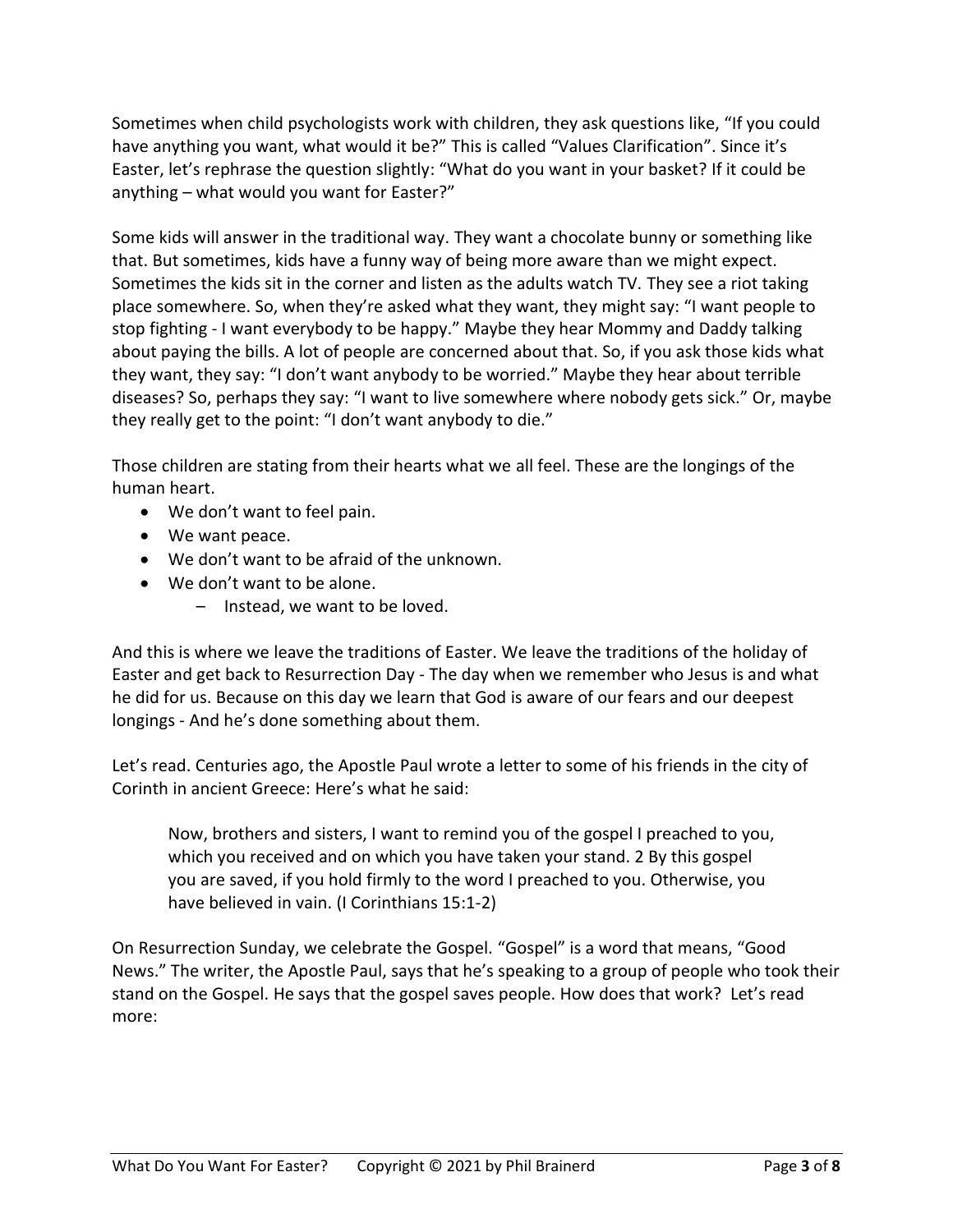Sometimes when child psychologists work with children, they ask questions like, "If you could have anything you want, what would it be?" This is called "Values Clarification". Since it's Easter, let's rephrase the question slightly: "What do you want in your basket? If it could be anything – what would you want for Easter?"

Some kids will answer in the traditional way. They want a chocolate bunny or something like that. But sometimes, kids have a funny way of being more aware than we might expect. Sometimes the kids sit in the corner and listen as the adults watch TV. They see a riot taking place somewhere. So, when they're asked what they want, they might say: "I want people to stop fighting - I want everybody to be happy." Maybe they hear Mommy and Daddy talking about paying the bills. A lot of people are concerned about that. So, if you ask those kids what they want, they say: "I don't want anybody to be worried." Maybe they hear about terrible diseases? So, perhaps they say: "I want to live somewhere where nobody gets sick." Or, maybe they really get to the point: "I don't want anybody to die."

Those children are stating from their hearts what we all feel. These are the longings of the human heart.

- We don't want to feel pain.
- We want peace.
- We don't want to be afraid of the unknown.
- We don't want to be alone.
    - Instead, we want to be loved.

And this is where we leave the traditions of Easter. We leave the traditions of the holiday of Easter and get back to Resurrection Day - The day when we remember who Jesus is and what he did for us. Because on this day we learn that God is aware of our fears and our deepest longings - And he's done something about them.

Let's read. Centuries ago, the Apostle Paul wrote a letter to some of his friends in the city of Corinth in ancient Greece: Here's what he said:

> Now, brothers and sisters, I want to remind you of the gospel I preached to you, which you received and on which you have taken your stand. 2 By this gospel you are saved, if you hold firmly to the word I preached to you. Otherwise, you have believed in vain. (I Corinthians 15:1-2)

On Resurrection Sunday, we celebrate the Gospel. "Gospel" is a word that means, "Good News." The writer, the Apostle Paul, says that he's speaking to a group of people who took their stand on the Gospel. He says that the gospel saves people. How does that work? Let's read more: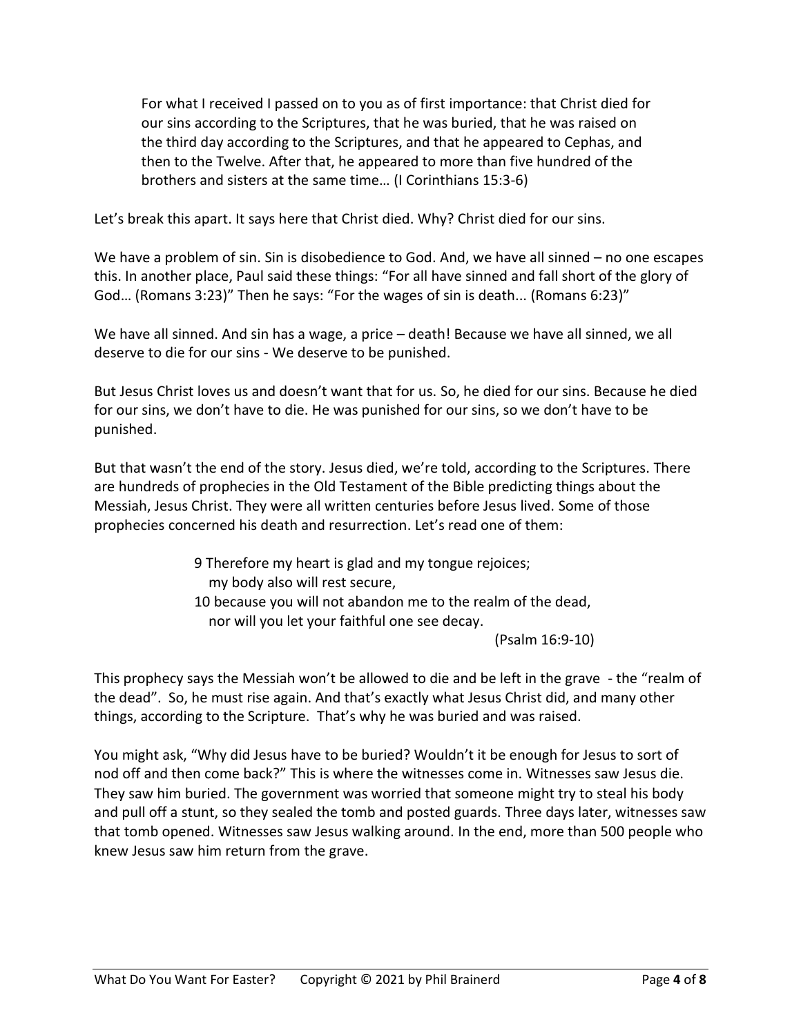> For what I received I passed on to you as of first importance: that Christ died for our sins according to the Scriptures, that he was buried, that he was raised on the third day according to the Scriptures, and that he appeared to Cephas, and then to the Twelve. After that, he appeared to more than five hundred of the brothers and sisters at the same time… (I Corinthians 15:3-6)

Let's break this apart. It says here that Christ died. Why? Christ died for our sins.

We have a problem of sin. Sin is disobedience to God. And, we have all sinned – no one escapes this. In another place, Paul said these things: "For all have sinned and fall short of the glory of God… (Romans 3:23)" Then he says: "For the wages of sin is death... (Romans 6:23)"

We have all sinned. And sin has a wage, a price – death! Because we have all sinned, we all deserve to die for our sins - We deserve to be punished.

But Jesus Christ loves us and doesn't want that for us. So, he died for our sins. Because he died for our sins, we don't have to die. He was punished for our sins, so we don't have to be punished.

But that wasn't the end of the story. Jesus died, we're told, according to the Scriptures. There are hundreds of prophecies in the Old Testament of the Bible predicting things about the Messiah, Jesus Christ. They were all written centuries before Jesus lived. Some of those prophecies concerned his death and resurrection. Let's read one of them:

> 9 Therefore my heart is glad and my tongue rejoices;
> my body also will rest secure,
> 10 because you will not abandon me to the realm of the dead,
> nor will you let your faithful one see decay.
> (Psalm 16:9-10)

This prophecy says the Messiah won't be allowed to die and be left in the grave - the "realm of the dead". So, he must rise again. And that's exactly what Jesus Christ did, and many other things, according to the Scripture. That's why he was buried and was raised.

You might ask, "Why did Jesus have to be buried? Wouldn't it be enough for Jesus to sort of nod off and then come back?" This is where the witnesses come in. Witnesses saw Jesus die. They saw him buried. The government was worried that someone might try to steal his body and pull off a stunt, so they sealed the tomb and posted guards. Three days later, witnesses saw that tomb opened. Witnesses saw Jesus walking around. In the end, more than 500 people who knew Jesus saw him return from the grave.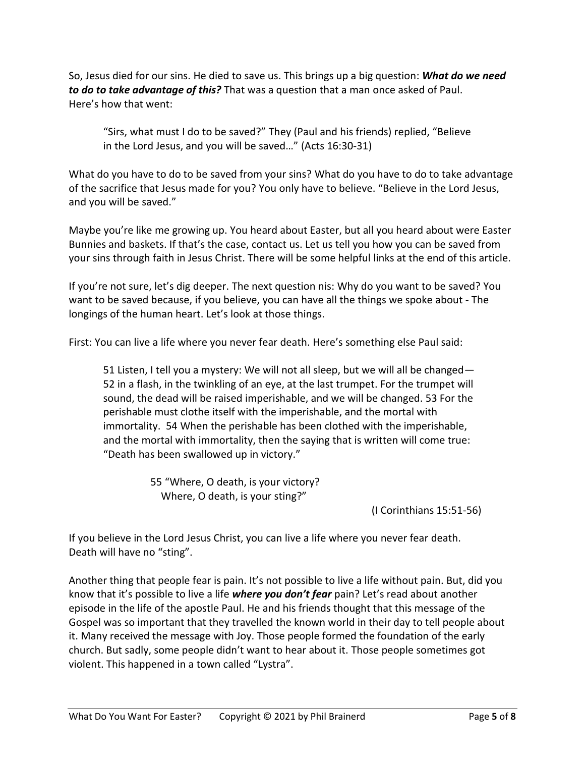So, Jesus died for our sins. He died to save us. This brings up a big question: ***What do we need to do to take advantage of this?*** That was a question that a man once asked of Paul. Here's how that went:

> "Sirs, what must I do to be saved?" They (Paul and his friends) replied, "Believe in the Lord Jesus, and you will be saved…" (Acts 16:30-31)

What do you have to do to be saved from your sins? What do you have to do to take advantage of the sacrifice that Jesus made for you? You only have to believe. "Believe in the Lord Jesus, and you will be saved."

Maybe you're like me growing up. You heard about Easter, but all you heard about were Easter Bunnies and baskets. If that's the case, contact us. Let us tell you how you can be saved from your sins through faith in Jesus Christ. There will be some helpful links at the end of this article.

If you're not sure, let's dig deeper. The next question nis: Why do you want to be saved? You want to be saved because, if you believe, you can have all the things we spoke about - The longings of the human heart. Let's look at those things.

First: You can live a life where you never fear death. Here's something else Paul said:

> 51 Listen, I tell you a mystery: We will not all sleep, but we will all be changed— 52 in a flash, in the twinkling of an eye, at the last trumpet. For the trumpet will sound, the dead will be raised imperishable, and we will be changed. 53 For the perishable must clothe itself with the imperishable, and the mortal with immortality. 54 When the perishable has been clothed with the imperishable, and the mortal with immortality, then the saying that is written will come true: "Death has been swallowed up in victory."
>
> 55 "Where, O death, is your victory?
> Where, O death, is your sting?"
>
> (I Corinthians 15:51-56)

If you believe in the Lord Jesus Christ, you can live a life where you never fear death. Death will have no "sting".

Another thing that people fear is pain. It's not possible to live a life without pain. But, did you know that it's possible to live a life ***where you don't fear*** pain? Let's read about another episode in the life of the apostle Paul. He and his friends thought that this message of the Gospel was so important that they travelled the known world in their day to tell people about it. Many received the message with Joy. Those people formed the foundation of the early church. But sadly, some people didn't want to hear about it. Those people sometimes got violent. This happened in a town called "Lystra".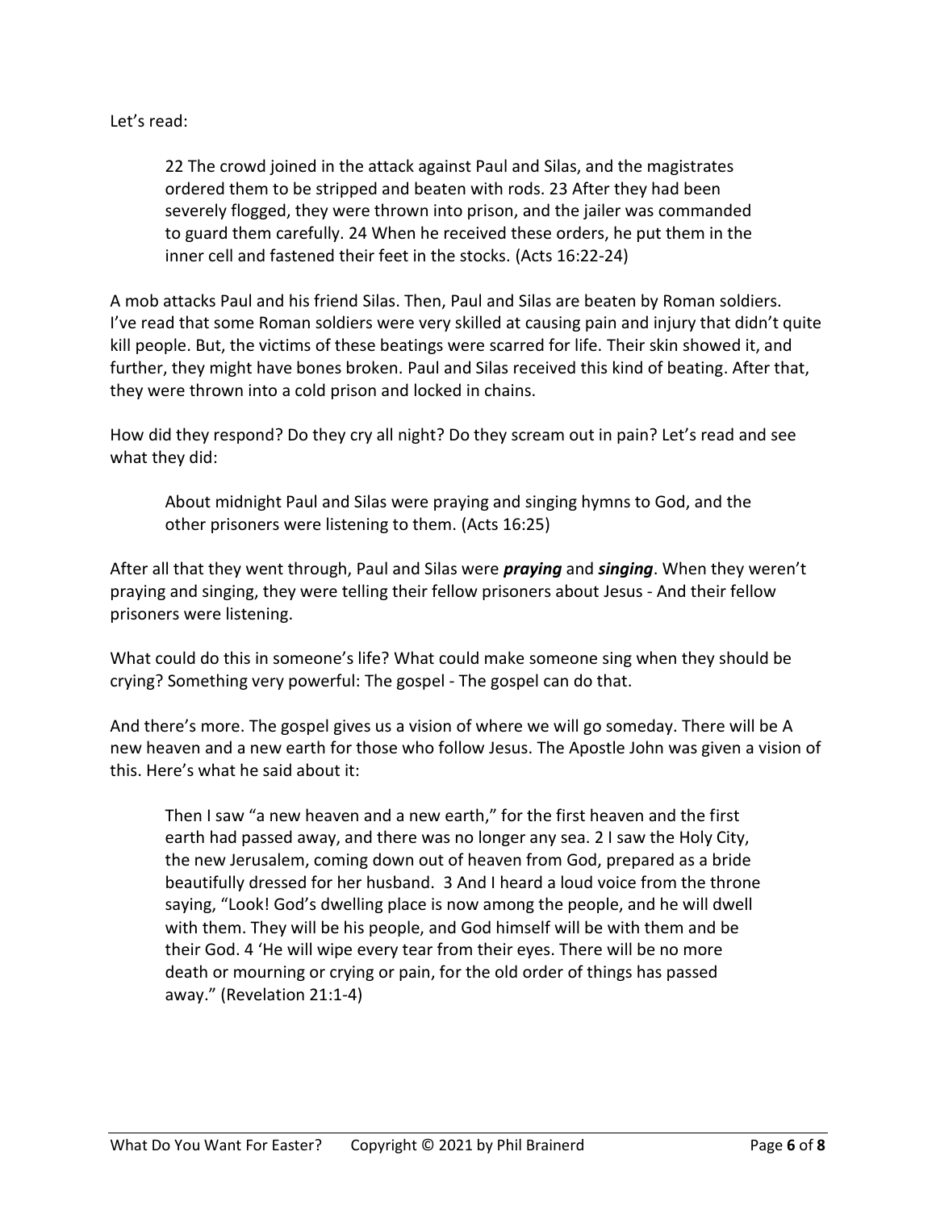Let's read:

> 22 The crowd joined in the attack against Paul and Silas, and the magistrates ordered them to be stripped and beaten with rods. 23 After they had been severely flogged, they were thrown into prison, and the jailer was commanded to guard them carefully. 24 When he received these orders, he put them in the inner cell and fastened their feet in the stocks. (Acts 16:22-24)

A mob attacks Paul and his friend Silas. Then, Paul and Silas are beaten by Roman soldiers. I've read that some Roman soldiers were very skilled at causing pain and injury that didn't quite kill people. But, the victims of these beatings were scarred for life. Their skin showed it, and further, they might have bones broken. Paul and Silas received this kind of beating. After that, they were thrown into a cold prison and locked in chains.

How did they respond? Do they cry all night? Do they scream out in pain? Let's read and see what they did:

> About midnight Paul and Silas were praying and singing hymns to God, and the other prisoners were listening to them. (Acts 16:25)

After all that they went through, Paul and Silas were ***praying*** and ***singing***. When they weren't praying and singing, they were telling their fellow prisoners about Jesus - And their fellow prisoners were listening.

What could do this in someone's life? What could make someone sing when they should be crying? Something very powerful: The gospel - The gospel can do that.

And there's more. The gospel gives us a vision of where we will go someday. There will be A new heaven and a new earth for those who follow Jesus. The Apostle John was given a vision of this. Here's what he said about it:

> Then I saw "a new heaven and a new earth," for the first heaven and the first earth had passed away, and there was no longer any sea. 2 I saw the Holy City, the new Jerusalem, coming down out of heaven from God, prepared as a bride beautifully dressed for her husband. 3 And I heard a loud voice from the throne saying, "Look! God's dwelling place is now among the people, and he will dwell with them. They will be his people, and God himself will be with them and be their God. 4 'He will wipe every tear from their eyes. There will be no more death or mourning or crying or pain, for the old order of things has passed away." (Revelation 21:1-4)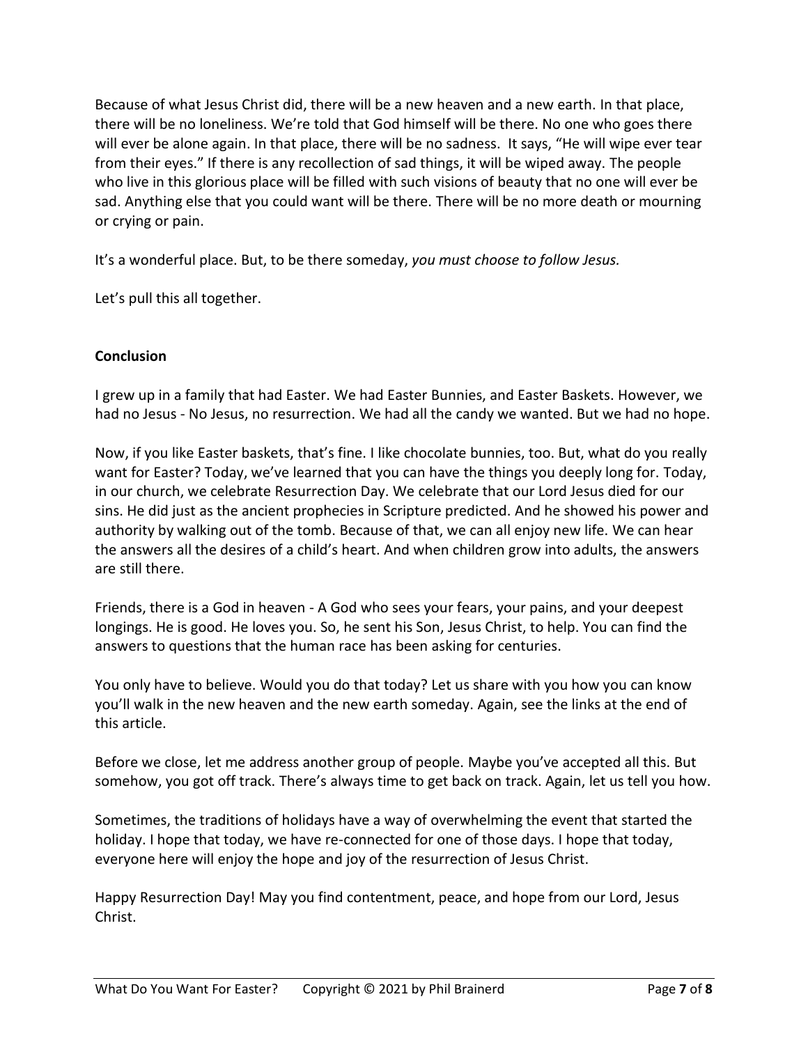Because of what Jesus Christ did, there will be a new heaven and a new earth. In that place, there will be no loneliness. We're told that God himself will be there. No one who goes there will ever be alone again. In that place, there will be no sadness. It says, "He will wipe ever tear from their eyes." If there is any recollection of sad things, it will be wiped away. The people who live in this glorious place will be filled with such visions of beauty that no one will ever be sad. Anything else that you could want will be there. There will be no more death or mourning or crying or pain.

It's a wonderful place. But, to be there someday, *you must choose to follow Jesus.*

Let's pull this all together.

**Conclusion**

I grew up in a family that had Easter. We had Easter Bunnies, and Easter Baskets. However, we had no Jesus - No Jesus, no resurrection. We had all the candy we wanted. But we had no hope.

Now, if you like Easter baskets, that's fine. I like chocolate bunnies, too. But, what do you really want for Easter? Today, we've learned that you can have the things you deeply long for. Today, in our church, we celebrate Resurrection Day. We celebrate that our Lord Jesus died for our sins. He did just as the ancient prophecies in Scripture predicted. And he showed his power and authority by walking out of the tomb. Because of that, we can all enjoy new life. We can hear the answers all the desires of a child's heart. And when children grow into adults, the answers are still there.

Friends, there is a God in heaven - A God who sees your fears, your pains, and your deepest longings. He is good. He loves you. So, he sent his Son, Jesus Christ, to help. You can find the answers to questions that the human race has been asking for centuries.

You only have to believe. Would you do that today? Let us share with you how you can know you'll walk in the new heaven and the new earth someday. Again, see the links at the end of this article.

Before we close, let me address another group of people. Maybe you've accepted all this. But somehow, you got off track. There's always time to get back on track. Again, let us tell you how.

Sometimes, the traditions of holidays have a way of overwhelming the event that started the holiday. I hope that today, we have re-connected for one of those days. I hope that today, everyone here will enjoy the hope and joy of the resurrection of Jesus Christ.

Happy Resurrection Day! May you find contentment, peace, and hope from our Lord, Jesus Christ.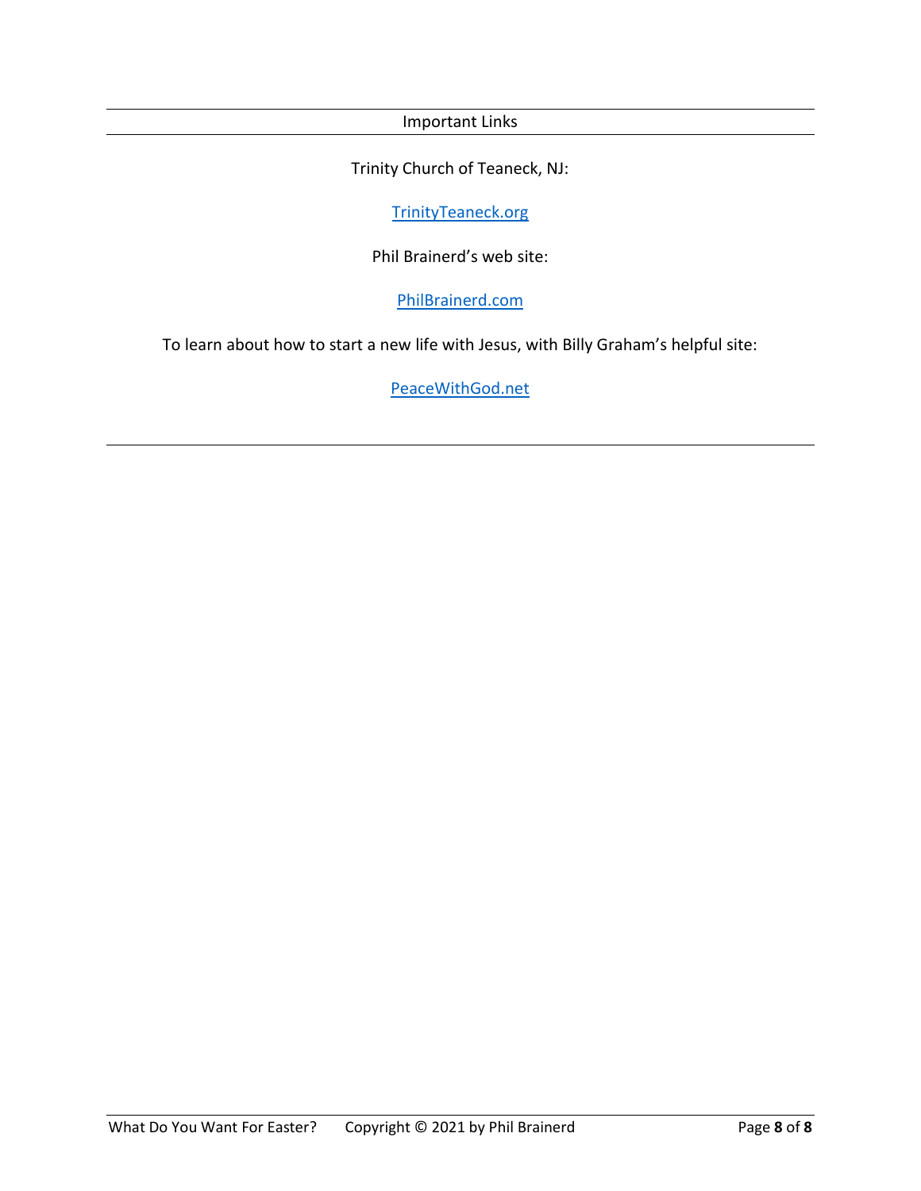## Important Links

Trinity Church of Teaneck, NJ:

[TrinityTeaneck.org](TrinityTeaneck.org)

Phil Brainerd's web site:

[PhilBrainerd.com](PhilBrainerd.com)

To learn about how to start a new life with Jesus, with Billy Graham's helpful site:

[PeaceWithGod.net](PeaceWithGod.net)